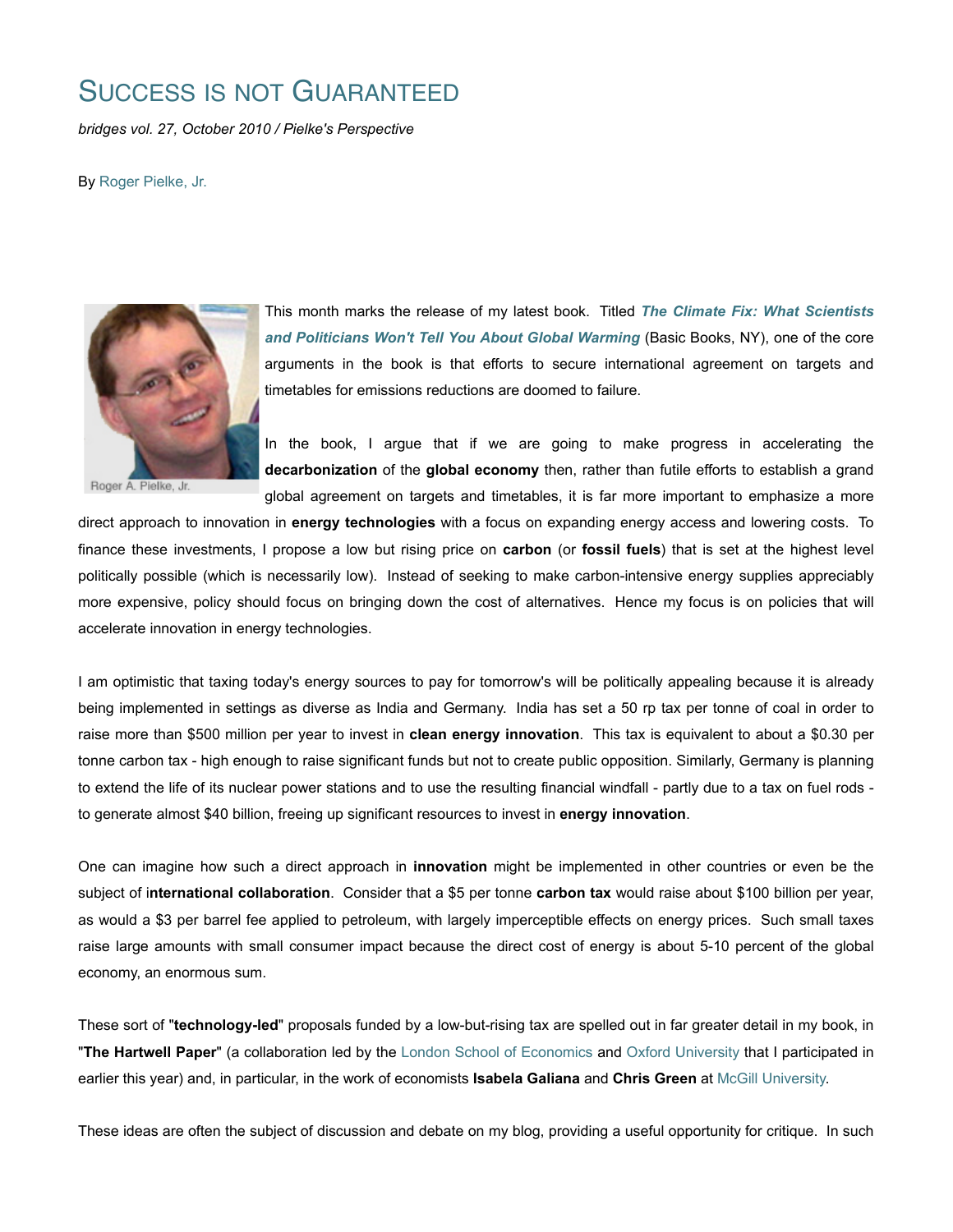# SUCCESS IS NOT GUARANTEED

*bridges vol. 27, October 2010 / Pielke's Perspective*

By Roger Pielke, Jr.

Roger A. Pielke, Jr.

This month marks the release of my latest book. Titled ***The Climate Fix: What Scientists and Politicians Won't Tell You About Global Warming*** (Basic Books, NY), one of the core arguments in the book is that efforts to secure international agreement on targets and timetables for emissions reductions are doomed to failure.

In the book, I argue that if we are going to make progress in accelerating the **decarbonization** of the **global economy** then, rather than futile efforts to establish a grand global agreement on targets and timetables, it is far more important to emphasize a more direct approach to innovation in **energy technologies** with a focus on expanding energy access and lowering costs. To finance these investments, I propose a low but rising price on **carbon** (or **fossil fuels**) that is set at the highest level politically possible (which is necessarily low). Instead of seeking to make carbon-intensive energy supplies appreciably more expensive, policy should focus on bringing down the cost of alternatives. Hence my focus is on policies that will accelerate innovation in energy technologies.

I am optimistic that taxing today's energy sources to pay for tomorrow's will be politically appealing because it is already being implemented in settings as diverse as India and Germany. India has set a 50 rp tax per tonne of coal in order to raise more than $500 million per year to invest in **clean energy innovation**. This tax is equivalent to about a $0.30 per tonne carbon tax - high enough to raise significant funds but not to create public opposition. Similarly, Germany is planning to extend the life of its nuclear power stations and to use the resulting financial windfall - partly due to a tax on fuel rods - to generate almost $40 billion, freeing up significant resources to invest in **energy innovation**.

One can imagine how such a direct approach in **innovation** might be implemented in other countries or even be the subject of i**nternational collaboration**. Consider that a $5 per tonne **carbon tax** would raise about $100 billion per year, as would a $3 per barrel fee applied to petroleum, with largely imperceptible effects on energy prices. Such small taxes raise large amounts with small consumer impact because the direct cost of energy is about 5-10 percent of the global economy, an enormous sum.

These sort of "**technology-led**" proposals funded by a low-but-rising tax are spelled out in far greater detail in my book, in "**The Hartwell Paper**" (a collaboration led by the London School of Economics and Oxford University that I participated in earlier this year) and, in particular, in the work of economists **Isabela Galiana** and **Chris Green** at McGill University.

These ideas are often the subject of discussion and debate on my blog, providing a useful opportunity for critique. In such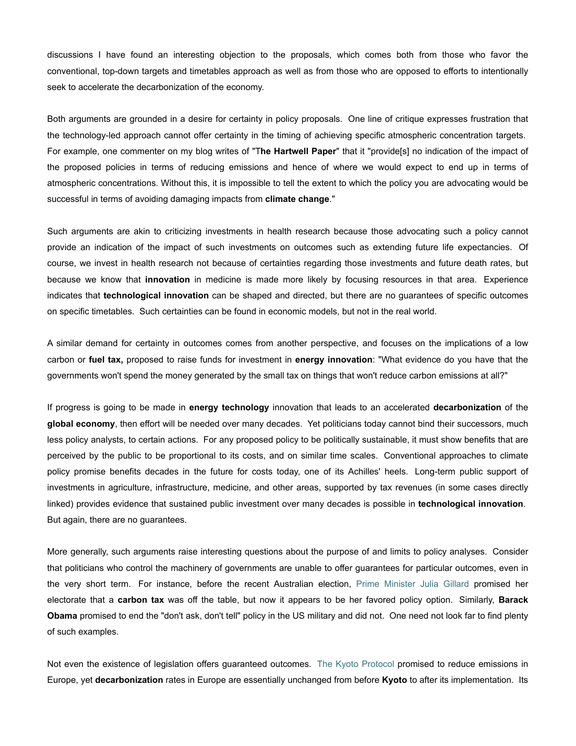discussions I have found an interesting objection to the proposals, which comes both from those who favor the conventional, top-down targets and timetables approach as well as from those who are opposed to efforts to intentionally seek to accelerate the decarbonization of the economy.

Both arguments are grounded in a desire for certainty in policy proposals. One line of critique expresses frustration that the technology-led approach cannot offer certainty in the timing of achieving specific atmospheric concentration targets. For example, one commenter on my blog writes of "T**he Hartwell Paper**" that it "provide[s] no indication of the impact of the proposed policies in terms of reducing emissions and hence of where we would expect to end up in terms of atmospheric concentrations. Without this, it is impossible to tell the extent to which the policy you are advocating would be successful in terms of avoiding damaging impacts from **climate change**."

Such arguments are akin to criticizing investments in health research because those advocating such a policy cannot provide an indication of the impact of such investments on outcomes such as extending future life expectancies. Of course, we invest in health research not because of certainties regarding those investments and future death rates, but because we know that **innovation** in medicine is made more likely by focusing resources in that area. Experience indicates that **technological innovation** can be shaped and directed, but there are no guarantees of specific outcomes on specific timetables. Such certainties can be found in economic models, but not in the real world.

A similar demand for certainty in outcomes comes from another perspective, and focuses on the implications of a low carbon or **fuel tax,** proposed to raise funds for investment in **energy innovation**: "What evidence do you have that the governments won't spend the money generated by the small tax on things that won't reduce carbon emissions at all?"

If progress is going to be made in **energy technology** innovation that leads to an accelerated **decarbonization** of the **global economy**, then effort will be needed over many decades. Yet politicians today cannot bind their successors, much less policy analysts, to certain actions. For any proposed policy to be politically sustainable, it must show benefits that are perceived by the public to be proportional to its costs, and on similar time scales. Conventional approaches to climate policy promise benefits decades in the future for costs today, one of its Achilles' heels. Long-term public support of investments in agriculture, infrastructure, medicine, and other areas, supported by tax revenues (in some cases directly linked) provides evidence that sustained public investment over many decades is possible in **technological innovation**. But again, there are no guarantees.

More generally, such arguments raise interesting questions about the purpose of and limits to policy analyses. Consider that politicians who control the machinery of governments are unable to offer guarantees for particular outcomes, even in the very short term. For instance, before the recent Australian election, Prime Minister Julia Gillard promised her electorate that a **carbon tax** was off the table, but now it appears to be her favored policy option. Similarly, **Barack Obama** promised to end the "don't ask, don't tell" policy in the US military and did not. One need not look far to find plenty of such examples.

Not even the existence of legislation offers guaranteed outcomes. The Kyoto Protocol promised to reduce emissions in Europe, yet **decarbonization** rates in Europe are essentially unchanged from before **Kyoto** to after its implementation. Its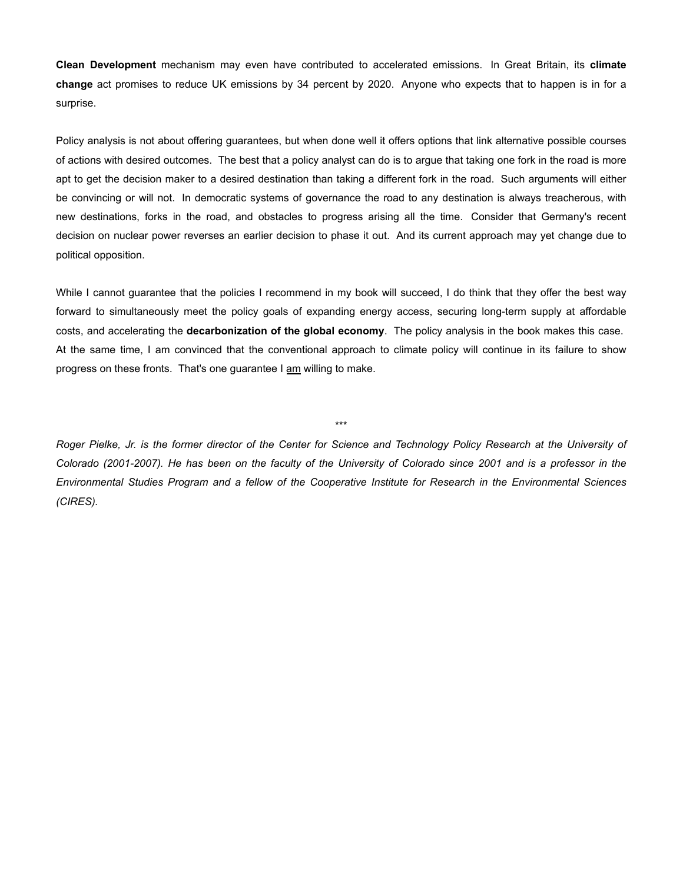**Clean Development** mechanism may even have contributed to accelerated emissions. In Great Britain, its **climate change** act promises to reduce UK emissions by 34 percent by 2020. Anyone who expects that to happen is in for a surprise.

Policy analysis is not about offering guarantees, but when done well it offers options that link alternative possible courses of actions with desired outcomes. The best that a policy analyst can do is to argue that taking one fork in the road is more apt to get the decision maker to a desired destination than taking a different fork in the road. Such arguments will either be convincing or will not. In democratic systems of governance the road to any destination is always treacherous, with new destinations, forks in the road, and obstacles to progress arising all the time. Consider that Germany's recent decision on nuclear power reverses an earlier decision to phase it out. And its current approach may yet change due to political opposition.

While I cannot guarantee that the policies I recommend in my book will succeed, I do think that they offer the best way forward to simultaneously meet the policy goals of expanding energy access, securing long-term supply at affordable costs, and accelerating the **decarbonization of the global economy**. The policy analysis in the book makes this case. At the same time, I am convinced that the conventional approach to climate policy will continue in its failure to show progress on these fronts. That's one guarantee I <u>am</u> willing to make.

***

*Roger Pielke, Jr. is the former director of the Center for Science and Technology Policy Research at the University of Colorado (2001-2007). He has been on the faculty of the University of Colorado since 2001 and is a professor in the Environmental Studies Program and a fellow of the Cooperative Institute for Research in the Environmental Sciences (CIRES).*